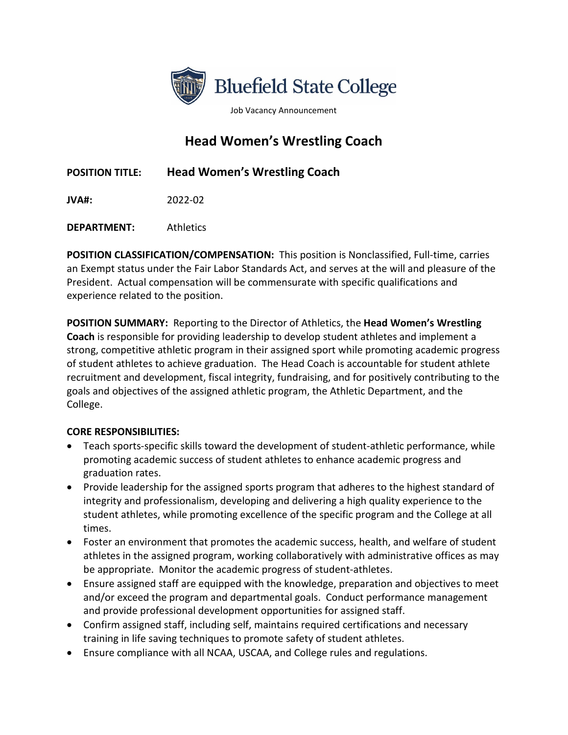**Bluefield State College**

Job Vacancy Announcement

# Head Women's Wrestling Coach

**POSITION TITLE:** **Head Women's Wrestling Coach**

**JVA#:** 2022-02

**DEPARTMENT:** Athletics

**POSITION CLASSIFICATION/COMPENSATION:** This position is Nonclassified, Full-time, carries an Exempt status under the Fair Labor Standards Act, and serves at the will and pleasure of the President. Actual compensation will be commensurate with specific qualifications and experience related to the position.

**POSITION SUMMARY:** Reporting to the Director of Athletics, the **Head Women's Wrestling Coach** is responsible for providing leadership to develop student athletes and implement a strong, competitive athletic program in their assigned sport while promoting academic progress of student athletes to achieve graduation. The Head Coach is accountable for student athlete recruitment and development, fiscal integrity, fundraising, and for positively contributing to the goals and objectives of the assigned athletic program, the Athletic Department, and the College.

**CORE RESPONSIBILITIES:**

- Teach sports-specific skills toward the development of student-athletic performance, while promoting academic success of student athletes to enhance academic progress and graduation rates.
- Provide leadership for the assigned sports program that adheres to the highest standard of integrity and professionalism, developing and delivering a high quality experience to the student athletes, while promoting excellence of the specific program and the College at all times.
- Foster an environment that promotes the academic success, health, and welfare of student athletes in the assigned program, working collaboratively with administrative offices as may be appropriate. Monitor the academic progress of student-athletes.
- Ensure assigned staff are equipped with the knowledge, preparation and objectives to meet and/or exceed the program and departmental goals. Conduct performance management and provide professional development opportunities for assigned staff.
- Confirm assigned staff, including self, maintains required certifications and necessary training in life saving techniques to promote safety of student athletes.
- Ensure compliance with all NCAA, USCAA, and College rules and regulations.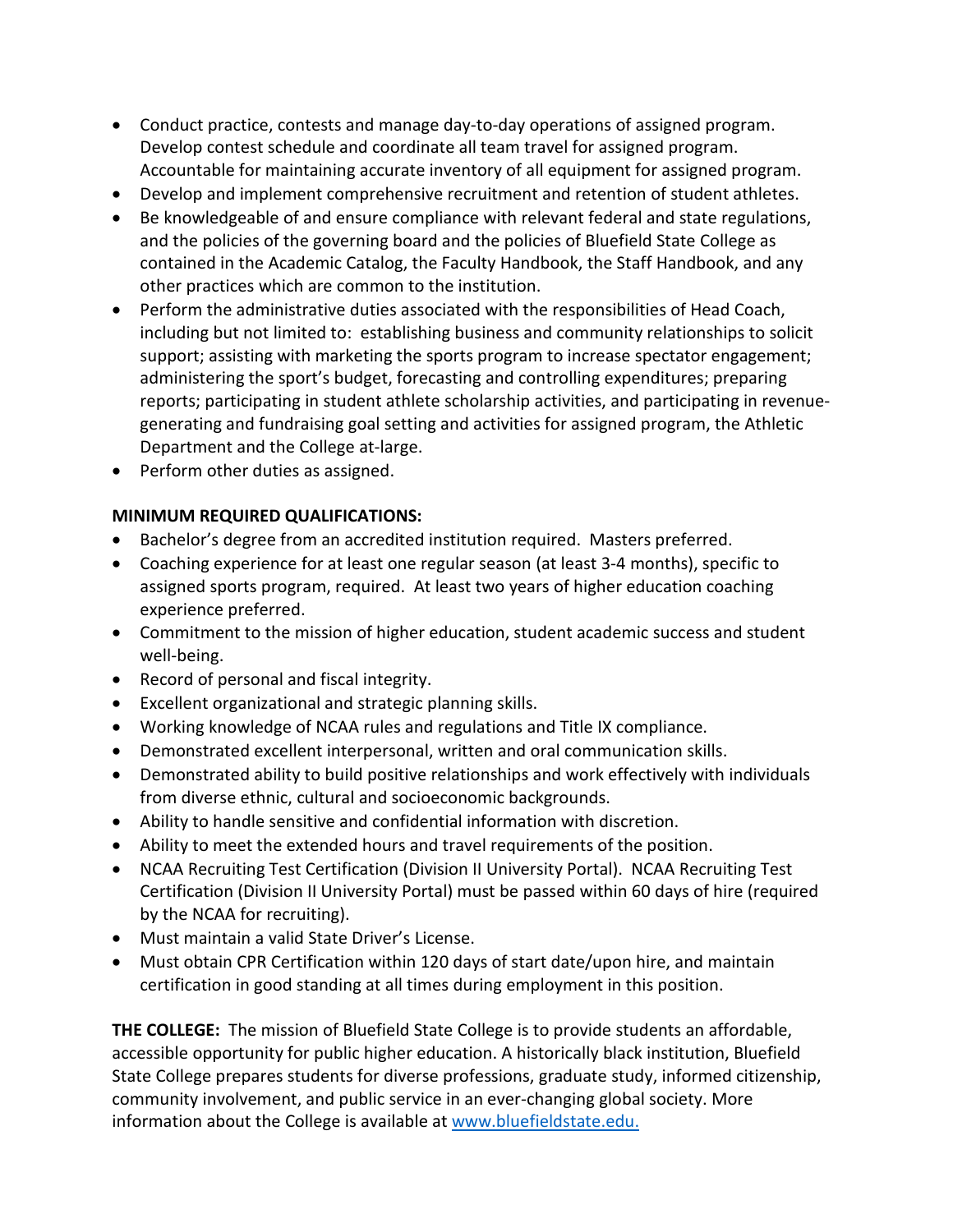- Conduct practice, contests and manage day-to-day operations of assigned program. Develop contest schedule and coordinate all team travel for assigned program. Accountable for maintaining accurate inventory of all equipment for assigned program.
- Develop and implement comprehensive recruitment and retention of student athletes.
- Be knowledgeable of and ensure compliance with relevant federal and state regulations, and the policies of the governing board and the policies of Bluefield State College as contained in the Academic Catalog, the Faculty Handbook, the Staff Handbook, and any other practices which are common to the institution.
- Perform the administrative duties associated with the responsibilities of Head Coach, including but not limited to: establishing business and community relationships to solicit support; assisting with marketing the sports program to increase spectator engagement; administering the sport's budget, forecasting and controlling expenditures; preparing reports; participating in student athlete scholarship activities, and participating in revenue-generating and fundraising goal setting and activities for assigned program, the Athletic Department and the College at-large.
- Perform other duties as assigned.

**MINIMUM REQUIRED QUALIFICATIONS:**

- Bachelor's degree from an accredited institution required. Masters preferred.
- Coaching experience for at least one regular season (at least 3-4 months), specific to assigned sports program, required. At least two years of higher education coaching experience preferred.
- Commitment to the mission of higher education, student academic success and student well-being.
- Record of personal and fiscal integrity.
- Excellent organizational and strategic planning skills.
- Working knowledge of NCAA rules and regulations and Title IX compliance.
- Demonstrated excellent interpersonal, written and oral communication skills.
- Demonstrated ability to build positive relationships and work effectively with individuals from diverse ethnic, cultural and socioeconomic backgrounds.
- Ability to handle sensitive and confidential information with discretion.
- Ability to meet the extended hours and travel requirements of the position.
- NCAA Recruiting Test Certification (Division II University Portal). NCAA Recruiting Test Certification (Division II University Portal) must be passed within 60 days of hire (required by the NCAA for recruiting).
- Must maintain a valid State Driver's License.
- Must obtain CPR Certification within 120 days of start date/upon hire, and maintain certification in good standing at all times during employment in this position.

**THE COLLEGE:** The mission of Bluefield State College is to provide students an affordable, accessible opportunity for public higher education. A historically black institution, Bluefield State College prepares students for diverse professions, graduate study, informed citizenship, community involvement, and public service in an ever-changing global society. More information about the College is available at [www.bluefieldstate.edu.](http://www.bluefieldstate.edu)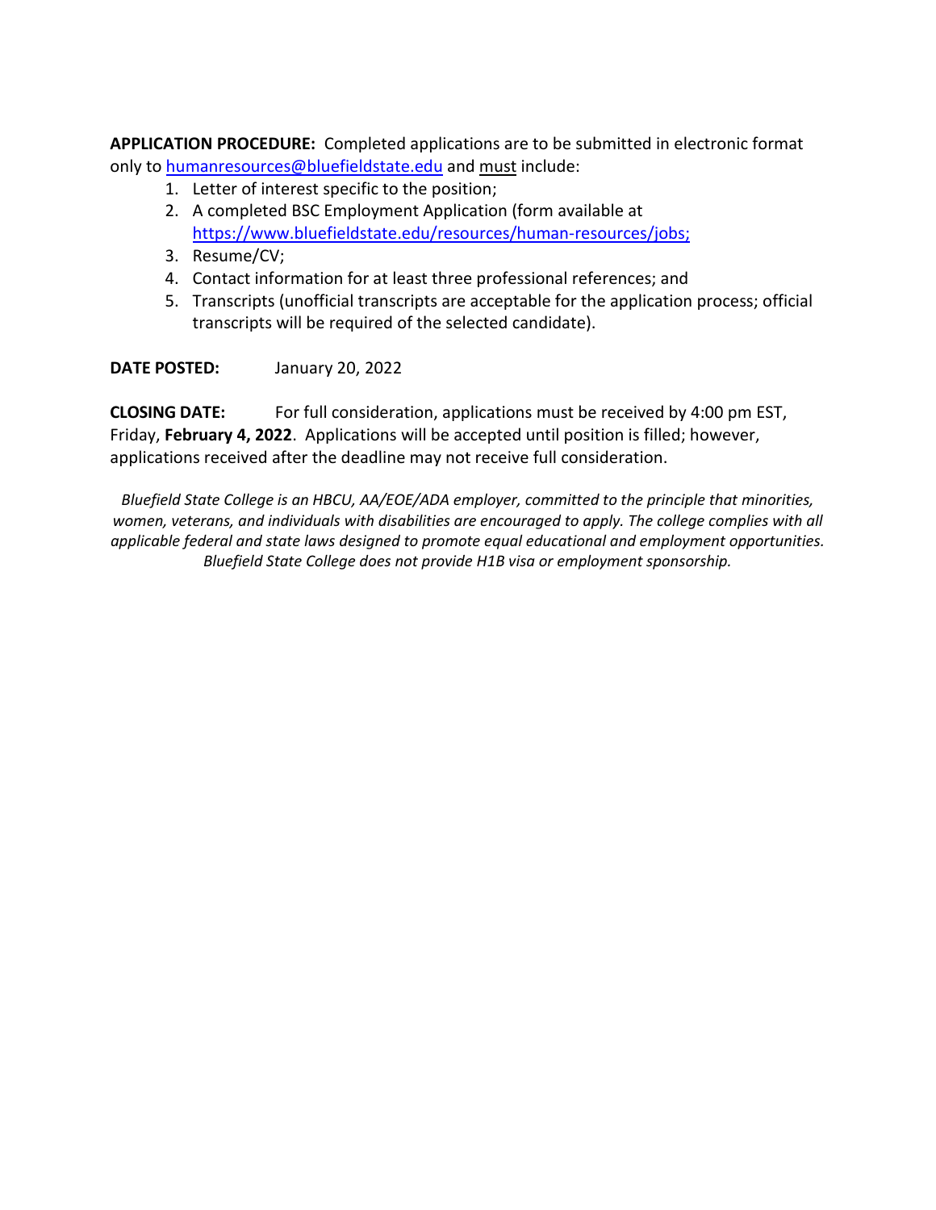**APPLICATION PROCEDURE:** Completed applications are to be submitted in electronic format only to humanresources@bluefieldstate.edu and must include:

1. Letter of interest specific to the position;
2. A completed BSC Employment Application (form available at https://www.bluefieldstate.edu/resources/human-resources/jobs;
3. Resume/CV;
4. Contact information for at least three professional references; and
5. Transcripts (unofficial transcripts are acceptable for the application process; official transcripts will be required of the selected candidate).

**DATE POSTED:** January 20, 2022

**CLOSING DATE:** For full consideration, applications must be received by 4:00 pm EST, Friday, **February 4, 2022**. Applications will be accepted until position is filled; however, applications received after the deadline may not receive full consideration.

*Bluefield State College is an HBCU, AA/EOE/ADA employer, committed to the principle that minorities, women, veterans, and individuals with disabilities are encouraged to apply. The college complies with all applicable federal and state laws designed to promote equal educational and employment opportunities. Bluefield State College does not provide H1B visa or employment sponsorship.*